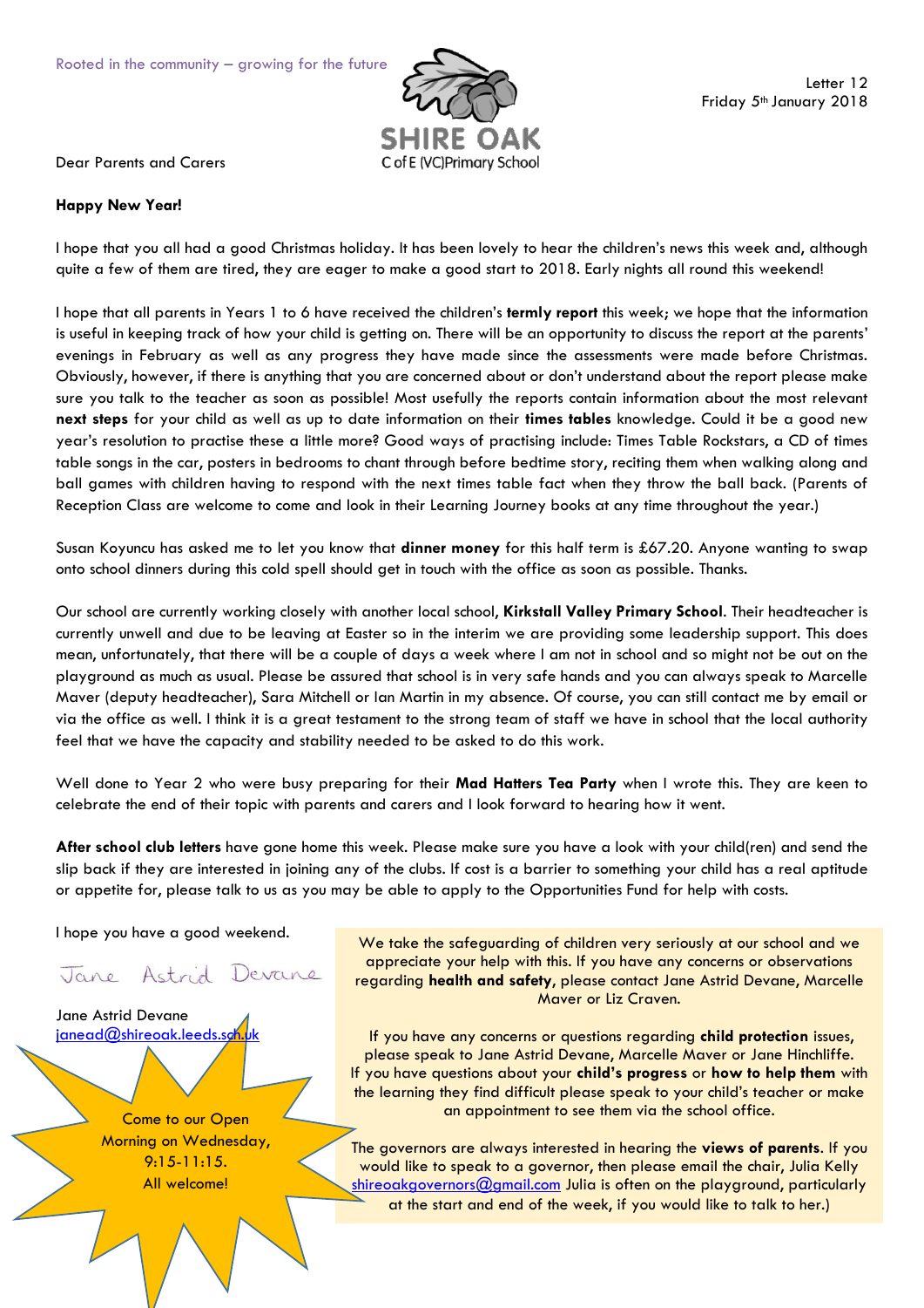Rooted in the community – growing for the future

SHIRE OAK
C of E (VC) Primary School

Letter 12
Friday 5th January 2018

Dear Parents and Carers

**Happy New Year!**

I hope that you all had a good Christmas holiday. It has been lovely to hear the children's news this week and, although quite a few of them are tired, they are eager to make a good start to 2018. Early nights all round this weekend!

I hope that all parents in Years 1 to 6 have received the children's **termly report** this week; we hope that the information is useful in keeping track of how your child is getting on. There will be an opportunity to discuss the report at the parents' evenings in February as well as any progress they have made since the assessments were made before Christmas. Obviously, however, if there is anything that you are concerned about or don't understand about the report please make sure you talk to the teacher as soon as possible! Most usefully the reports contain information about the most relevant **next steps** for your child as well as up to date information on their **times tables** knowledge. Could it be a good new year's resolution to practise these a little more? Good ways of practising include: Times Table Rockstars, a CD of times table songs in the car, posters in bedrooms to chant through before bedtime story, reciting them when walking along and ball games with children having to respond with the next times table fact when they throw the ball back. (Parents of Reception Class are welcome to come and look in their Learning Journey books at any time throughout the year.)

Susan Koyuncu has asked me to let you know that **dinner money** for this half term is £67.20. Anyone wanting to swap onto school dinners during this cold spell should get in touch with the office as soon as possible. Thanks.

Our school are currently working closely with another local school, **Kirkstall Valley Primary School**. Their headteacher is currently unwell and due to be leaving at Easter so in the interim we are providing some leadership support. This does mean, unfortunately, that there will be a couple of days a week where I am not in school and so might not be out on the playground as much as usual. Please be assured that school is in very safe hands and you can always speak to Marcelle Maver (deputy headteacher), Sara Mitchell or Ian Martin in my absence. Of course, you can still contact me by email or via the office as well. I think it is a great testament to the strong team of staff we have in school that the local authority feel that we have the capacity and stability needed to be asked to do this work.

Well done to Year 2 who were busy preparing for their **Mad Hatters Tea Party** when I wrote this. They are keen to celebrate the end of their topic with parents and carers and I look forward to hearing how it went.

**After school club letters** have gone home this week. Please make sure you have a look with your child(ren) and send the slip back if they are interested in joining any of the clubs. If cost is a barrier to something your child has a real aptitude or appetite for, please talk to us as you may be able to apply to the Opportunities Fund for help with costs.

I hope you have a good weekend.

Jane Astrid Devane

Jane Astrid Devane
janead@shireoak.leeds.sch.uk

Come to our Open Morning on Wednesday, 9:15-11:15. All welcome!

We take the safeguarding of children very seriously at our school and we appreciate your help with this. If you have any concerns or observations regarding **health and safety**, please contact Jane Astrid Devane, Marcelle Maver or Liz Craven.

If you have any concerns or questions regarding **child protection** issues, please speak to Jane Astrid Devane, Marcelle Maver or Jane Hinchliffe. If you have questions about your **child's progress** or **how to help them** with the learning they find difficult please speak to your child's teacher or make an appointment to see them via the school office.

The governors are always interested in hearing the **views of parents**. If you would like to speak to a governor, then please email the chair, Julia Kelly shireoakgovernors@gmail.com Julia is often on the playground, particularly at the start and end of the week, if you would like to talk to her.)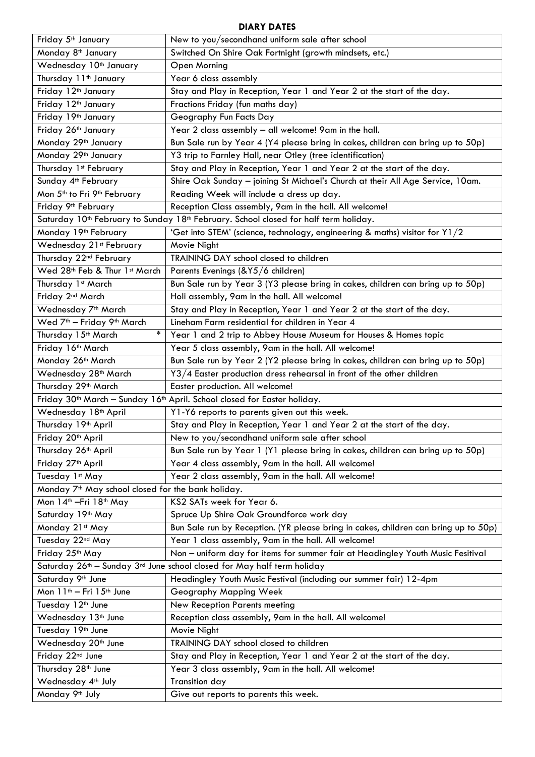**DIARY DATES**

| | |
|---|---|
| Friday 5th January | New to you/secondhand uniform sale after school |
| Monday 8th January | Switched On Shire Oak Fortnight (growth mindsets, etc.) |
| Wednesday 10th January | Open Morning |
| Thursday 11th January | Year 6 class assembly |
| Friday 12th January | Stay and Play in Reception, Year 1 and Year 2 at the start of the day. |
| Friday 12th January | Fractions Friday (fun maths day) |
| Friday 19th January | Geography Fun Facts Day |
| Friday 26th January | Year 2 class assembly – all welcome! 9am in the hall. |
| Monday 29th January | Bun Sale run by Year 4 (Y4 please bring in cakes, children can bring up to 50p) |
| Monday 29th January | Y3 trip to Farnley Hall, near Otley (tree identification) |
| Thursday 1st February | Stay and Play in Reception, Year 1 and Year 2 at the start of the day. |
| Sunday 4th February | Shire Oak Sunday – joining St Michael's Church at their All Age Service, 10am. |
| Mon 5th to Fri 9th February | Reading Week will include a dress up day. |
| Friday 9th February | Reception Class assembly, 9am in the hall. All welcome! |
| Saturday 10th February to Sunday 18th February. School closed for half term holiday. | |
| Monday 19th February | 'Get into STEM' (science, technology, engineering & maths) visitor for Y1/2 |
| Wednesday 21st February | Movie Night |
| Thursday 22nd February | TRAINING DAY school closed to children |
| Wed 28th Feb & Thur 1st March | Parents Evenings (&Y5/6 children) |
| Thursday 1st March | Bun Sale run by Year 3 (Y3 please bring in cakes, children can bring up to 50p) |
| Friday 2nd March | Holi assembly, 9am in the hall. All welcome! |
| Wednesday 7th March | Stay and Play in Reception, Year 1 and Year 2 at the start of the day. |
| Wed 7th – Friday 9th March | Lineham Farm residential for children in Year 4 |
| Thursday 15th March * | Year 1 and 2 trip to Abbey House Museum for Houses & Homes topic |
| Friday 16th March | Year 5 class assembly, 9am in the hall. All welcome! |
| Monday 26th March | Bun Sale run by Year 2 (Y2 please bring in cakes, children can bring up to 50p) |
| Wednesday 28th March | Y3/4 Easter production dress rehearsal in front of the other children |
| Thursday 29th March | Easter production. All welcome! |
| Friday 30th March – Sunday 16th April. School closed for Easter holiday. | |
| Wednesday 18th April | Y1-Y6 reports to parents given out this week. |
| Thursday 19th April | Stay and Play in Reception, Year 1 and Year 2 at the start of the day. |
| Friday 20th April | New to you/secondhand uniform sale after school |
| Thursday 26th April | Bun Sale run by Year 1 (Y1 please bring in cakes, children can bring up to 50p) |
| Friday 27th April | Year 4 class assembly, 9am in the hall. All welcome! |
| Tuesday 1st May | Year 2 class assembly, 9am in the hall. All welcome! |
| Monday 7th May school closed for the bank holiday. | |
| Mon 14th –Fri 18th May | KS2 SATs week for Year 6. |
| Saturday 19th May | Spruce Up Shire Oak Groundforce work day |
| Monday 21st May | Bun Sale run by Reception. (YR please bring in cakes, children can bring up to 50p) |
| Tuesday 22nd May | Year 1 class assembly, 9am in the hall. All welcome! |
| Friday 25th May | Non – uniform day for items for summer fair at Headingley Youth Music Fesitival |
| Saturday 26th – Sunday 3rd June school closed for May half term holiday | |
| Saturday 9th June | Headingley Youth Music Festival (including our summer fair) 12-4pm |
| Mon 11th – Fri 15th June | Geography Mapping Week |
| Tuesday 12th June | New Reception Parents meeting |
| Wednesday 13th June | Reception class assembly, 9am in the hall. All welcome! |
| Tuesday 19th June | Movie Night |
| Wednesday 20th June | TRAINING DAY school closed to children |
| Friday 22nd June | Stay and Play in Reception, Year 1 and Year 2 at the start of the day. |
| Thursday 28th June | Year 3 class assembly, 9am in the hall. All welcome! |
| Wednesday 4th July | Transition day |
| Monday 9th July | Give out reports to parents this week. |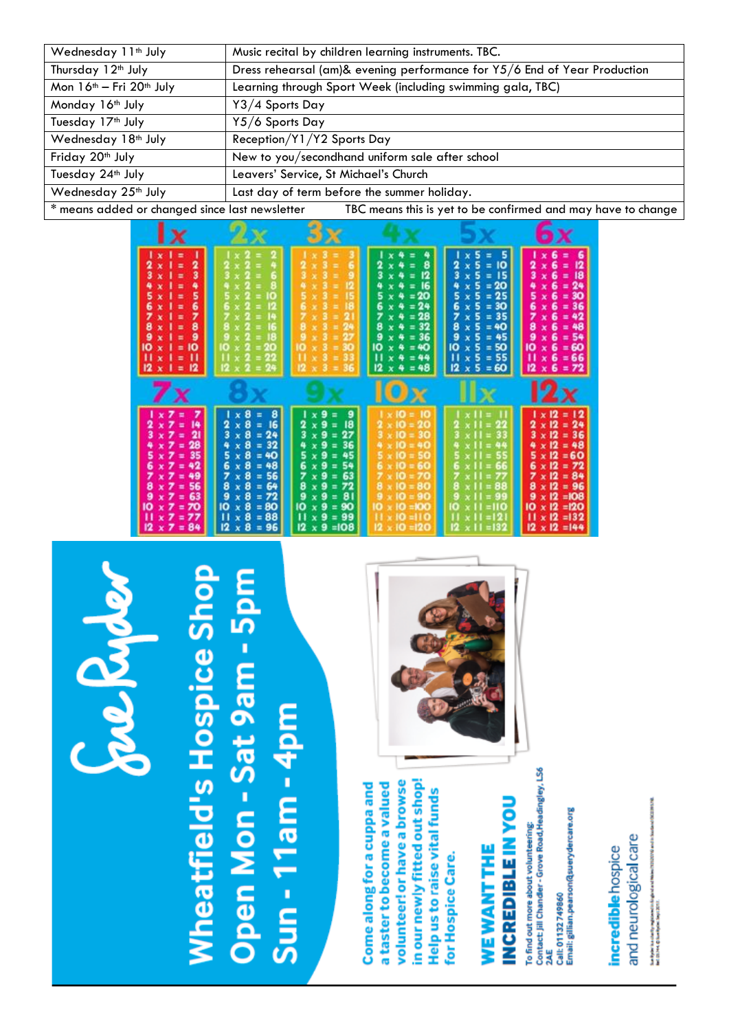| | |
|---|---|
| Wednesday 11th July | Music recital by children learning instruments. TBC. |
| Thursday 12th July | Dress rehearsal (am)& evening performance for Y5/6 End of Year Production |
| Mon 16th – Fri 20th July | Learning through Sport Week (including swimming gala, TBC) |
| Monday 16th July | Y3/4 Sports Day |
| Tuesday 17th July | Y5/6 Sports Day |
| Wednesday 18th July | Reception/Y1/Y2 Sports Day |
| Friday 20th July | New to you/secondhand uniform sale after school |
| Tuesday 24th July | Leavers' Service, St Michael's Church |
| Wednesday 25th July | Last day of term before the summer holiday. |
| * means added or changed since last newsletter | TBC means this is yet to be confirmed and may have to change |

| 1x | 2x | 3x | 4x | 5x | 6x |
|---|---|---|---|---|---|
| 1 x 1 = 1 | 1 x 2 = 2 | 1 x 3 = 3 | 1 x 4 = 4 | 1 x 5 = 5 | 1 x 6 = 6 |
| 2 x 1 = 2 | 2 x 2 = 4 | 2 x 3 = 6 | 2 x 4 = 8 | 2 x 5 = 10 | 2 x 6 = 12 |
| 3 x 1 = 3 | 3 x 2 = 6 | 3 x 3 = 9 | 3 x 4 = 12 | 3 x 5 = 15 | 3 x 6 = 18 |
| 4 x 1 = 4 | 4 x 2 = 8 | 4 x 3 = 12 | 4 x 4 = 16 | 4 x 5 = 20 | 4 x 6 = 24 |
| 5 x 1 = 5 | 5 x 2 = 10 | 5 x 3 = 15 | 5 x 4 = 20 | 5 x 5 = 25 | 5 x 6 = 30 |
| 6 x 1 = 6 | 6 x 2 = 12 | 6 x 3 = 18 | 6 x 4 = 24 | 6 x 5 = 30 | 6 x 6 = 36 |
| 7 x 1 = 7 | 7 x 2 = 14 | 7 x 3 = 21 | 7 x 4 = 28 | 7 x 5 = 35 | 7 x 6 = 42 |
| 8 x 1 = 8 | 8 x 2 = 16 | 8 x 3 = 24 | 8 x 4 = 32 | 8 x 5 = 40 | 8 x 6 = 48 |
| 9 x 1 = 9 | 9 x 2 = 18 | 9 x 3 = 27 | 9 x 4 = 36 | 9 x 5 = 45 | 9 x 6 = 54 |
| 10 x 1 = 10 | 10 x 2 = 20 | 10 x 3 = 30 | 10 x 4 = 40 | 10 x 5 = 50 | 10 x 6 = 60 |
| 11 x 1 = 11 | 11 x 2 = 22 | 11 x 3 = 33 | 11 x 4 = 44 | 11 x 5 = 55 | 11 x 6 = 66 |
| 12 x 1 = 12 | 12 x 2 = 24 | 12 x 3 = 36 | 12 x 4 = 48 | 12 x 5 = 60 | 12 x 6 = 72 |

| 7x | 8x | 9x | 10x | 11x | 12x |
|---|---|---|---|---|---|
| 1 x 7 = 7 | 1 x 8 = 8 | 1 x 9 = 9 | 1 x 10 = 10 | 1 x 11 = 11 | 1 x 12 = 12 |
| 2 x 7 = 14 | 2 x 8 = 16 | 2 x 9 = 18 | 2 x 10 = 20 | 2 x 11 = 22 | 2 x 12 = 24 |
| 3 x 7 = 21 | 3 x 8 = 24 | 3 x 9 = 27 | 3 x 10 = 30 | 3 x 11 = 33 | 3 x 12 = 36 |
| 4 x 7 = 28 | 4 x 8 = 32 | 4 x 9 = 36 | 4 x 10 = 40 | 4 x 11 = 44 | 4 x 12 = 48 |
| 5 x 7 = 35 | 5 x 8 = 40 | 5 x 9 = 45 | 5 x 10 = 50 | 5 x 11 = 55 | 5 x 12 = 60 |
| 6 x 7 = 42 | 6 x 8 = 48 | 6 x 9 = 54 | 6 x 10 = 60 | 6 x 11 = 66 | 6 x 12 = 72 |
| 7 x 7 = 49 | 7 x 8 = 56 | 7 x 9 = 63 | 7 x 10 = 70 | 7 x 11 = 77 | 7 x 12 = 84 |
| 8 x 7 = 56 | 8 x 8 = 64 | 8 x 9 = 72 | 8 x 10 = 80 | 8 x 11 = 88 | 8 x 12 = 96 |
| 9 x 7 = 63 | 9 x 8 = 72 | 9 x 9 = 81 | 9 x 10 = 90 | 9 x 11 = 99 | 9 x 12 = 108 |
| 10 x 7 = 70 | 10 x 8 = 80 | 10 x 9 = 90 | 10 x 10 = 100 | 10 x 11 = 110 | 10 x 12 = 120 |
| 11 x 7 = 77 | 11 x 8 = 88 | 11 x 9 = 99 | 11 x 10 = 110 | 11 x 11 = 121 | 11 x 12 = 132 |
| 12 x 7 = 84 | 12 x 8 = 96 | 12 x 9 = 108 | 12 x 10 = 120 | 12 x 11 = 132 | 12 x 12 = 144 |

# Sue Ryder

## Wheatfield's Hospice Shop

**Open Mon - Sat 9am - 5pm**
**Sun - 11am - 4pm**

**Come along for a cuppa and a taster to become a valued volunteer! or have a browse in our newly fitted out shop! Help us to raise vital funds for Hospice Care.**

**WE WANT THE INCREDIBLE IN YOU**

To find out more about volunteering:
Contact: Jill Chandler - Grove Road, Headingley, LS6 2AE
Call: 01132 749860
Email: gillian.pearson@suerydercare.org

**incredible** hospice and neurological care